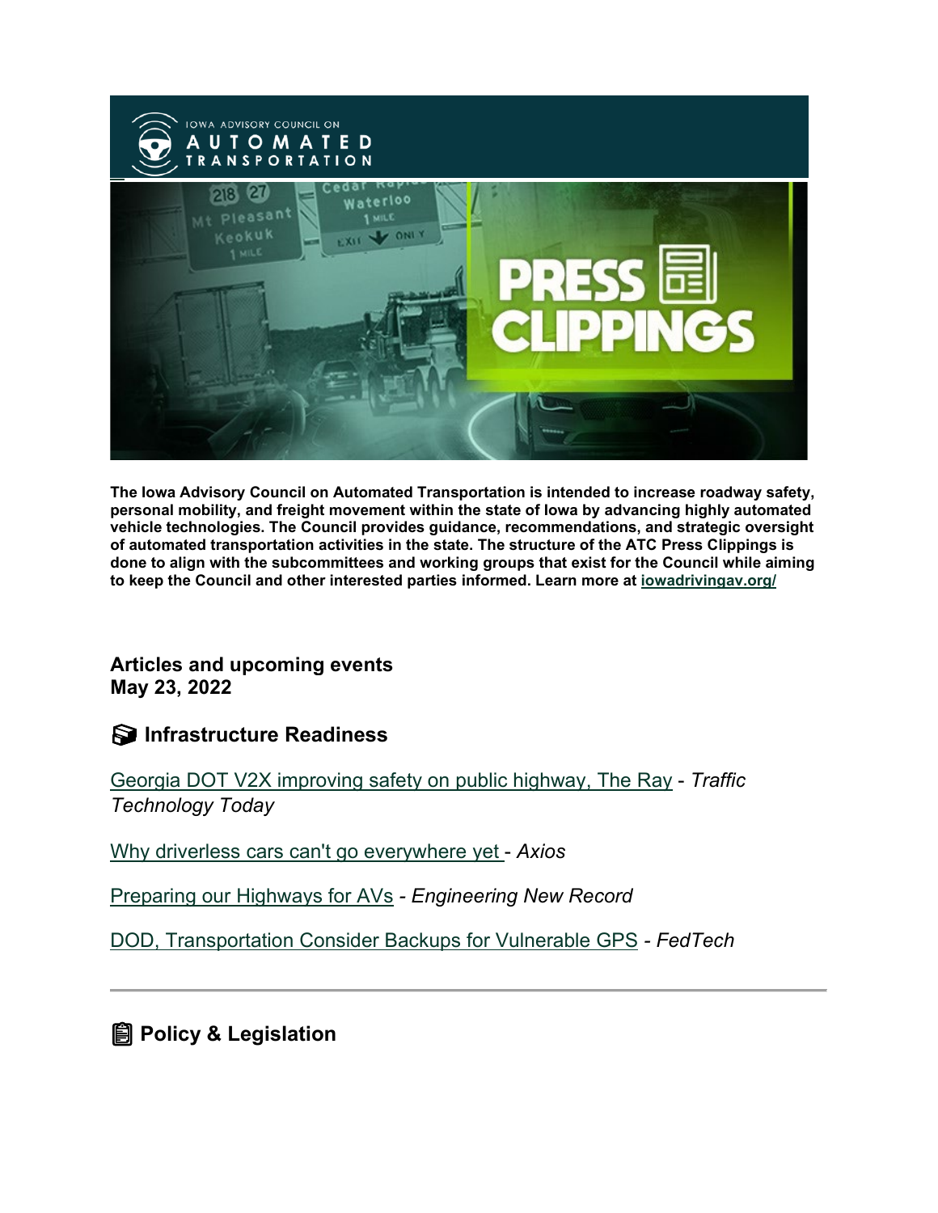The Iowa Advisory Council on Automated Transportation is intended to increase roadway safety, personal mobility, and freight movement within the state of Iowa by advancing highly automated vehicle technologies. The Council provides guidance, recommendations, and strategic oversight of automated transportation activities in the state. The structure of the ATC Press Clippings is done to align with the subcommittees and working groups that exist for the Council while aiming to keep the Council and other interested parties informed. Learn more at iowadrivingav.org/

**Articles and upcoming events**
**May 23, 2022**

## Infrastructure Readiness

Georgia DOT V2X improving safety on public highway, The Ray - *Traffic Technology Today*

Why driverless cars can't go everywhere yet - *Axios*

Preparing our Highways for AVs - *Engineering New Record*

DOD, Transportation Consider Backups for Vulnerable GPS - *FedTech*

---

## Policy & Legislation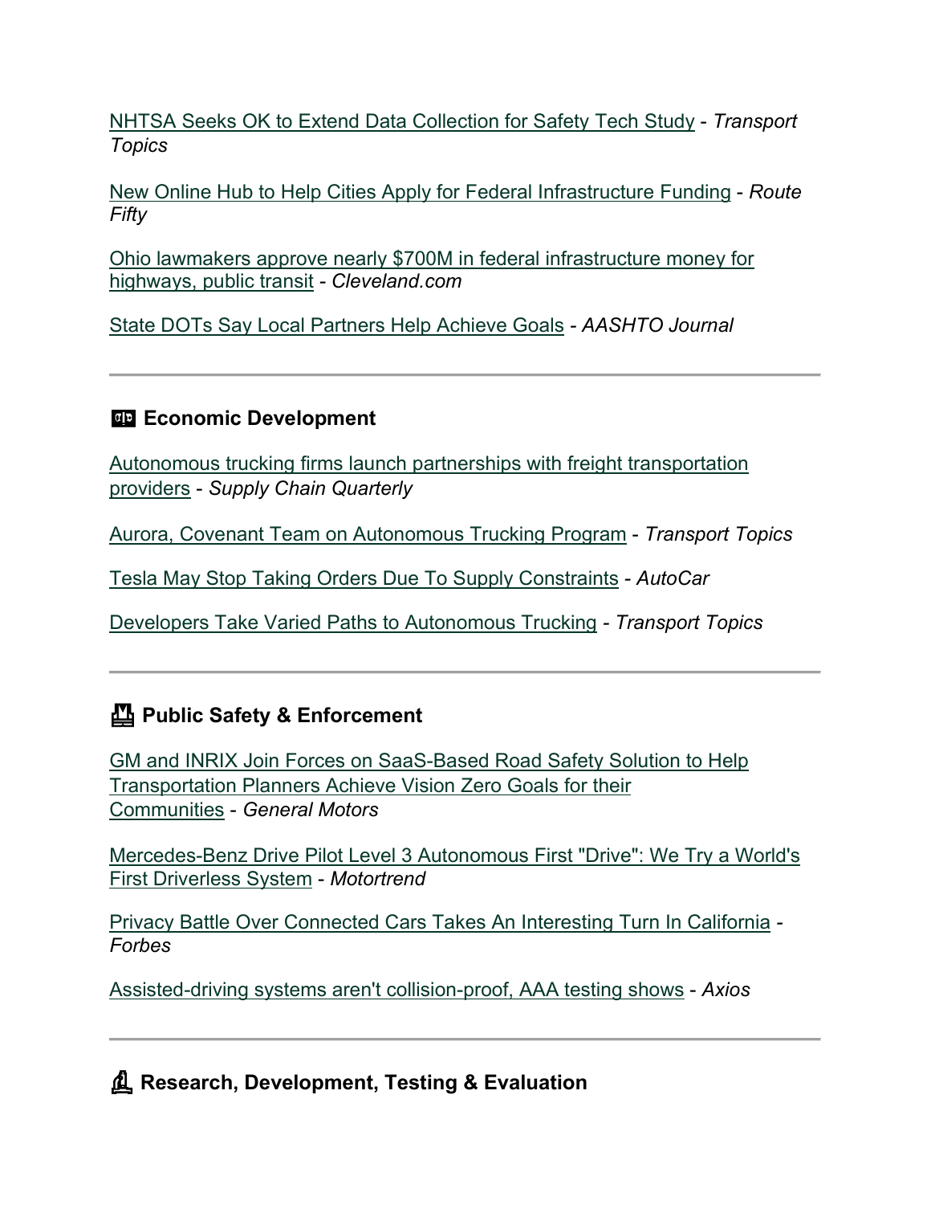NHTSA Seeks OK to Extend Data Collection for Safety Tech Study - *Transport Topics*

New Online Hub to Help Cities Apply for Federal Infrastructure Funding - *Route Fifty*

Ohio lawmakers approve nearly $700M in federal infrastructure money for highways, public transit - *Cleveland.com*

State DOTs Say Local Partners Help Achieve Goals - *AASHTO Journal*

---

## Economic Development

Autonomous trucking firms launch partnerships with freight transportation providers - *Supply Chain Quarterly*

Aurora, Covenant Team on Autonomous Trucking Program - *Transport Topics*

Tesla May Stop Taking Orders Due To Supply Constraints - *AutoCar*

Developers Take Varied Paths to Autonomous Trucking - *Transport Topics*

---

## Public Safety & Enforcement

GM and INRIX Join Forces on SaaS-Based Road Safety Solution to Help Transportation Planners Achieve Vision Zero Goals for their Communities - *General Motors*

Mercedes-Benz Drive Pilot Level 3 Autonomous First "Drive": We Try a World's First Driverless System - *Motortrend*

Privacy Battle Over Connected Cars Takes An Interesting Turn In California - *Forbes*

Assisted-driving systems aren't collision-proof, AAA testing shows - *Axios*

---

## Research, Development, Testing & Evaluation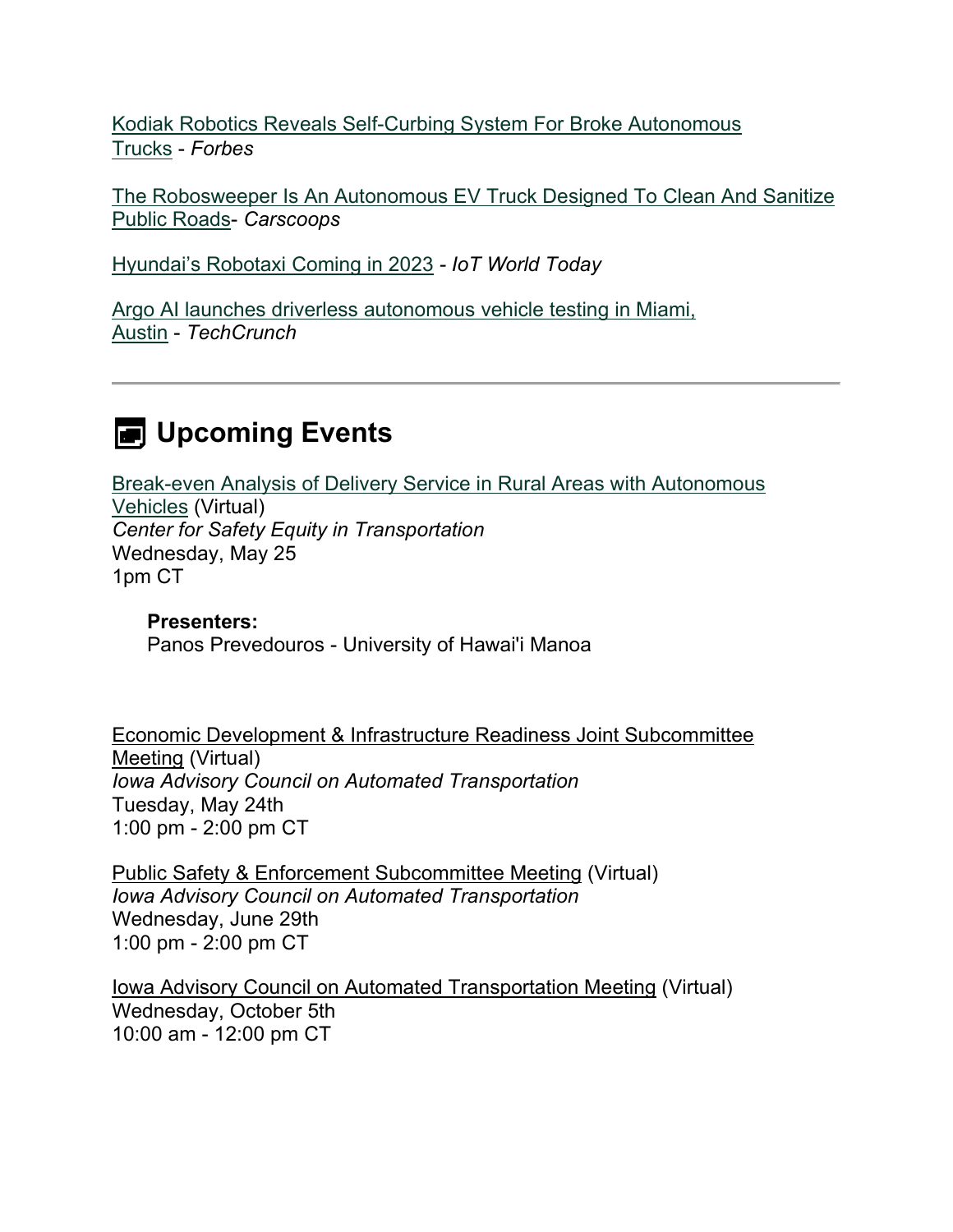Kodiak Robotics Reveals Self-Curbing System For Broke Autonomous Trucks - *Forbes*

The Robosweeper Is An Autonomous EV Truck Designed To Clean And Sanitize Public Roads- *Carscoops*

Hyundai's Robotaxi Coming in 2023 - *IoT World Today*

Argo AI launches driverless autonomous vehicle testing in Miami, Austin - *TechCrunch*

---

## Upcoming Events

Break-even Analysis of Delivery Service in Rural Areas with Autonomous Vehicles (Virtual)
*Center for Safety Equity in Transportation*
Wednesday, May 25
1pm CT

> **Presenters:**
> Panos Prevedouros - University of Hawai'i Manoa

Economic Development & Infrastructure Readiness Joint Subcommittee Meeting (Virtual)
*Iowa Advisory Council on Automated Transportation*
Tuesday, May 24th
1:00 pm - 2:00 pm CT

Public Safety & Enforcement Subcommittee Meeting (Virtual)
*Iowa Advisory Council on Automated Transportation*
Wednesday, June 29th
1:00 pm - 2:00 pm CT

Iowa Advisory Council on Automated Transportation Meeting (Virtual)
Wednesday, October 5th
10:00 am - 12:00 pm CT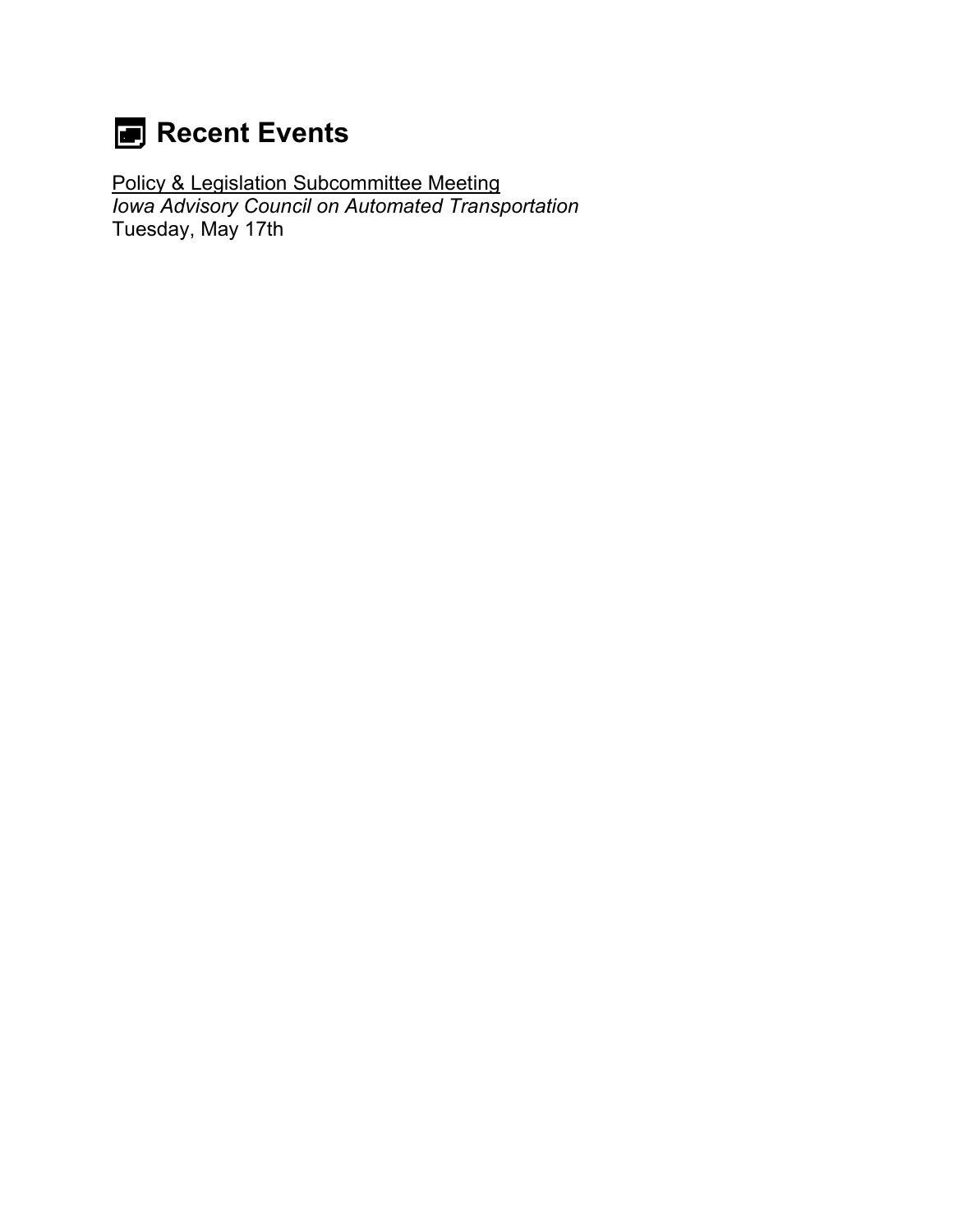## Recent Events

Policy & Legislation Subcommittee Meeting
*Iowa Advisory Council on Automated Transportation*
Tuesday, May 17th